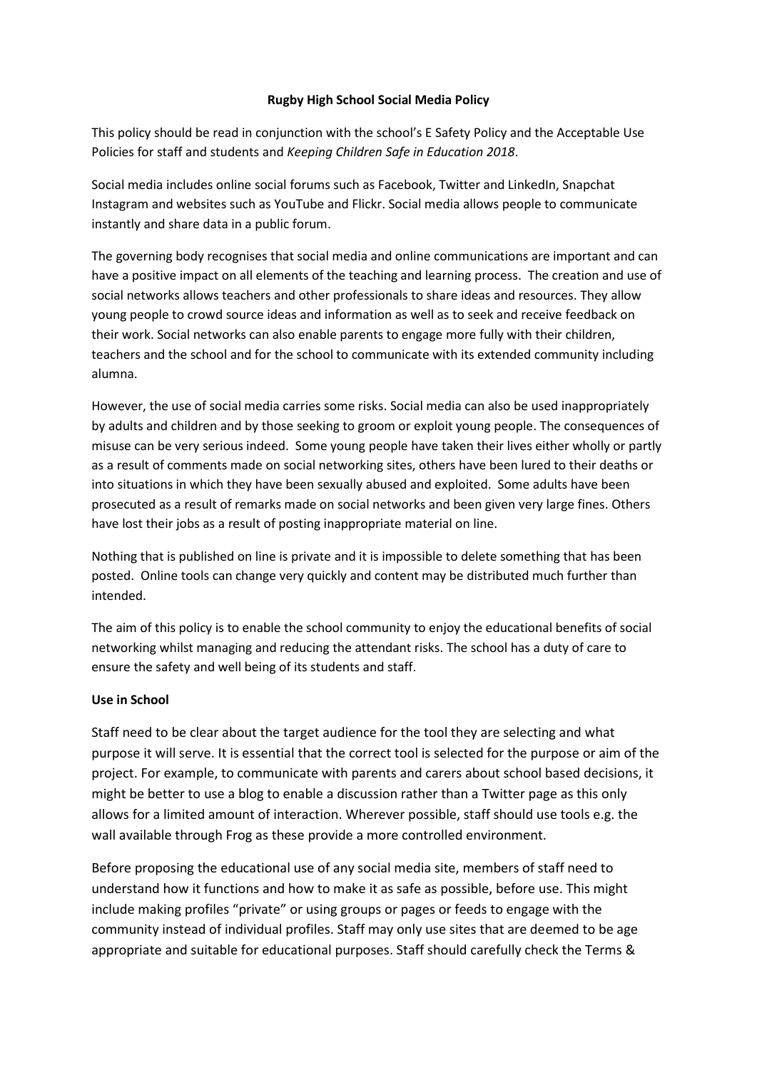**Rugby High School Social Media Policy**

This policy should be read in conjunction with the school's E Safety Policy and the Acceptable Use Policies for staff and students and *Keeping Children Safe in Education 2018*.

Social media includes online social forums such as Facebook, Twitter and LinkedIn, Snapchat Instagram and websites such as YouTube and Flickr. Social media allows people to communicate instantly and share data in a public forum.

The governing body recognises that social media and online communications are important and can have a positive impact on all elements of the teaching and learning process. The creation and use of social networks allows teachers and other professionals to share ideas and resources. They allow young people to crowd source ideas and information as well as to seek and receive feedback on their work. Social networks can also enable parents to engage more fully with their children, teachers and the school and for the school to communicate with its extended community including alumna.

However, the use of social media carries some risks. Social media can also be used inappropriately by adults and children and by those seeking to groom or exploit young people. The consequences of misuse can be very serious indeed. Some young people have taken their lives either wholly or partly as a result of comments made on social networking sites, others have been lured to their deaths or into situations in which they have been sexually abused and exploited. Some adults have been prosecuted as a result of remarks made on social networks and been given very large fines. Others have lost their jobs as a result of posting inappropriate material on line.

Nothing that is published on line is private and it is impossible to delete something that has been posted. Online tools can change very quickly and content may be distributed much further than intended.

The aim of this policy is to enable the school community to enjoy the educational benefits of social networking whilst managing and reducing the attendant risks. The school has a duty of care to ensure the safety and well being of its students and staff.

**Use in School**

Staff need to be clear about the target audience for the tool they are selecting and what purpose it will serve. It is essential that the correct tool is selected for the purpose or aim of the project. For example, to communicate with parents and carers about school based decisions, it might be better to use a blog to enable a discussion rather than a Twitter page as this only allows for a limited amount of interaction. Wherever possible, staff should use tools e.g. the wall available through Frog as these provide a more controlled environment.

Before proposing the educational use of any social media site, members of staff need to understand how it functions and how to make it as safe as possible, before use. This might include making profiles "private" or using groups or pages or feeds to engage with the community instead of individual profiles. Staff may only use sites that are deemed to be age appropriate and suitable for educational purposes. Staff should carefully check the Terms &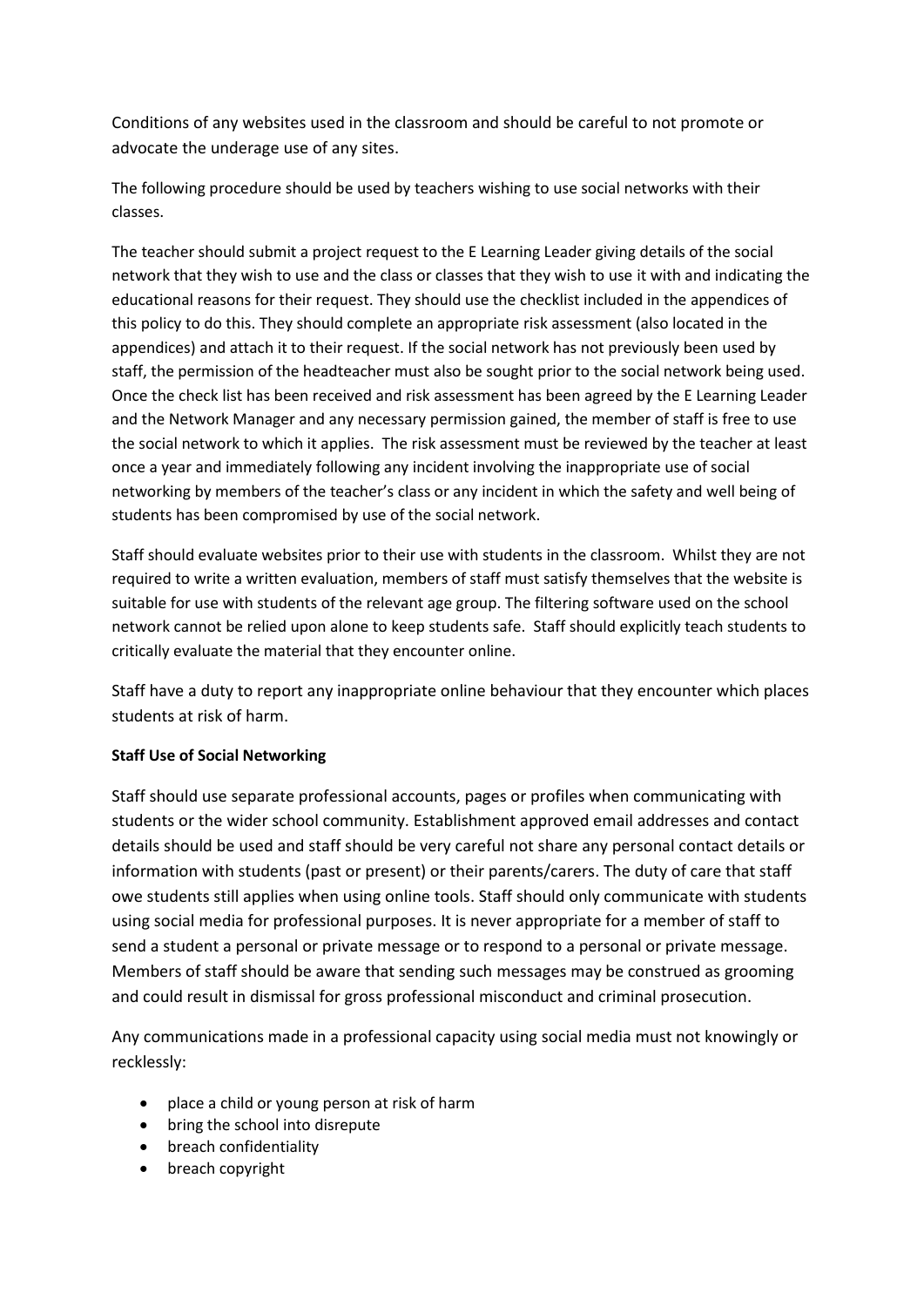Conditions of any websites used in the classroom and should be careful to not promote or advocate the underage use of any sites.

The following procedure should be used by teachers wishing to use social networks with their classes.

The teacher should submit a project request to the E Learning Leader giving details of the social network that they wish to use and the class or classes that they wish to use it with and indicating the educational reasons for their request. They should use the checklist included in the appendices of this policy to do this. They should complete an appropriate risk assessment (also located in the appendices) and attach it to their request. If the social network has not previously been used by staff, the permission of the headteacher must also be sought prior to the social network being used. Once the check list has been received and risk assessment has been agreed by the E Learning Leader and the Network Manager and any necessary permission gained, the member of staff is free to use the social network to which it applies. The risk assessment must be reviewed by the teacher at least once a year and immediately following any incident involving the inappropriate use of social networking by members of the teacher's class or any incident in which the safety and well being of students has been compromised by use of the social network.

Staff should evaluate websites prior to their use with students in the classroom. Whilst they are not required to write a written evaluation, members of staff must satisfy themselves that the website is suitable for use with students of the relevant age group. The filtering software used on the school network cannot be relied upon alone to keep students safe. Staff should explicitly teach students to critically evaluate the material that they encounter online.

Staff have a duty to report any inappropriate online behaviour that they encounter which places students at risk of harm.

**Staff Use of Social Networking**

Staff should use separate professional accounts, pages or profiles when communicating with students or the wider school community. Establishment approved email addresses and contact details should be used and staff should be very careful not share any personal contact details or information with students (past or present) or their parents/carers. The duty of care that staff owe students still applies when using online tools. Staff should only communicate with students using social media for professional purposes. It is never appropriate for a member of staff to send a student a personal or private message or to respond to a personal or private message. Members of staff should be aware that sending such messages may be construed as grooming and could result in dismissal for gross professional misconduct and criminal prosecution.

Any communications made in a professional capacity using social media must not knowingly or recklessly:

- place a child or young person at risk of harm
- bring the school into disrepute
- breach confidentiality
- breach copyright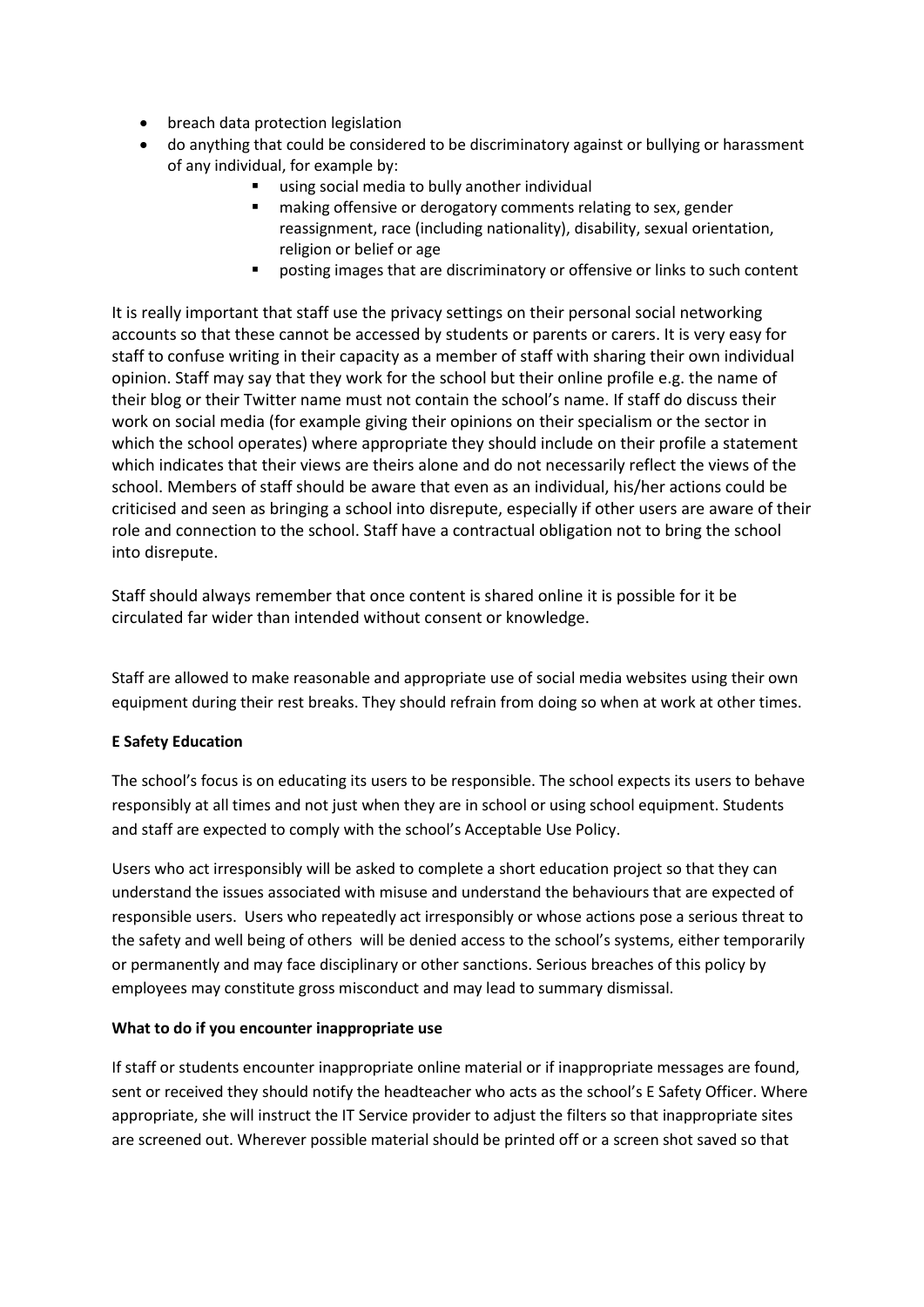- breach data protection legislation
- do anything that could be considered to be discriminatory against or bullying or harassment of any individual, for example by:
  - using social media to bully another individual
  - making offensive or derogatory comments relating to sex, gender reassignment, race (including nationality), disability, sexual orientation, religion or belief or age
  - posting images that are discriminatory or offensive or links to such content

It is really important that staff use the privacy settings on their personal social networking accounts so that these cannot be accessed by students or parents or carers. It is very easy for staff to confuse writing in their capacity as a member of staff with sharing their own individual opinion. Staff may say that they work for the school but their online profile e.g. the name of their blog or their Twitter name must not contain the school's name. If staff do discuss their work on social media (for example giving their opinions on their specialism or the sector in which the school operates) where appropriate they should include on their profile a statement which indicates that their views are theirs alone and do not necessarily reflect the views of the school. Members of staff should be aware that even as an individual, his/her actions could be criticised and seen as bringing a school into disrepute, especially if other users are aware of their role and connection to the school. Staff have a contractual obligation not to bring the school into disrepute.

Staff should always remember that once content is shared online it is possible for it be circulated far wider than intended without consent or knowledge.

Staff are allowed to make reasonable and appropriate use of social media websites using their own equipment during their rest breaks. They should refrain from doing so when at work at other times.

**E Safety Education**

The school's focus is on educating its users to be responsible. The school expects its users to behave responsibly at all times and not just when they are in school or using school equipment. Students and staff are expected to comply with the school's Acceptable Use Policy.

Users who act irresponsibly will be asked to complete a short education project so that they can understand the issues associated with misuse and understand the behaviours that are expected of responsible users. Users who repeatedly act irresponsibly or whose actions pose a serious threat to the safety and well being of others will be denied access to the school's systems, either temporarily or permanently and may face disciplinary or other sanctions. Serious breaches of this policy by employees may constitute gross misconduct and may lead to summary dismissal.

**What to do if you encounter inappropriate use**

If staff or students encounter inappropriate online material or if inappropriate messages are found, sent or received they should notify the headteacher who acts as the school's E Safety Officer. Where appropriate, she will instruct the IT Service provider to adjust the filters so that inappropriate sites are screened out. Wherever possible material should be printed off or a screen shot saved so that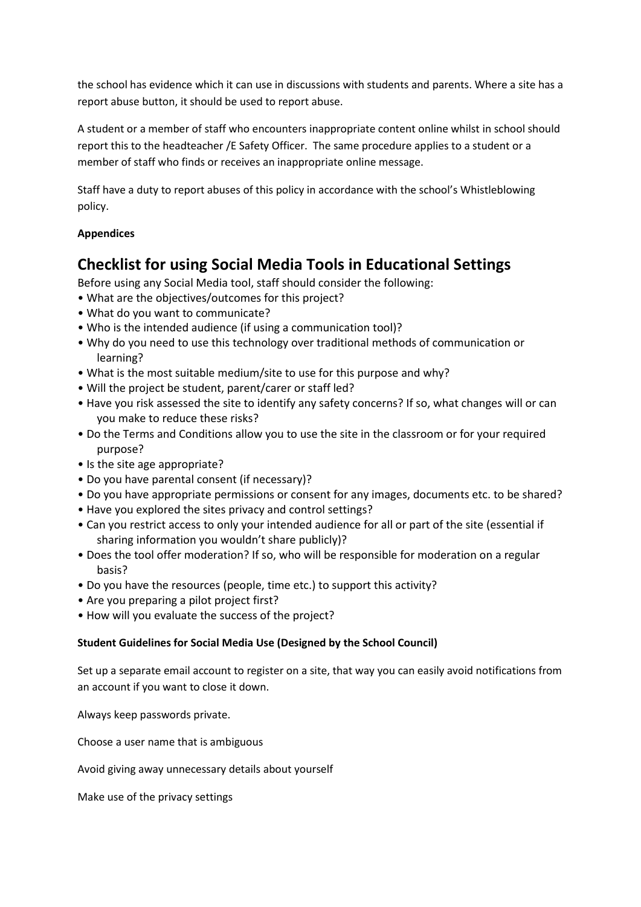the school has evidence which it can use in discussions with students and parents. Where a site has a report abuse button, it should be used to report abuse.

A student or a member of staff who encounters inappropriate content online whilst in school should report this to the headteacher /E Safety Officer. The same procedure applies to a student or a member of staff who finds or receives an inappropriate online message.

Staff have a duty to report abuses of this policy in accordance with the school's Whistleblowing policy.

**Appendices**

## Checklist for using Social Media Tools in Educational Settings

Before using any Social Media tool, staff should consider the following:

- What are the objectives/outcomes for this project?
- What do you want to communicate?
- Who is the intended audience (if using a communication tool)?
- Why do you need to use this technology over traditional methods of communication or learning?
- What is the most suitable medium/site to use for this purpose and why?
- Will the project be student, parent/carer or staff led?
- Have you risk assessed the site to identify any safety concerns? If so, what changes will or can you make to reduce these risks?
- Do the Terms and Conditions allow you to use the site in the classroom or for your required purpose?
- Is the site age appropriate?
- Do you have parental consent (if necessary)?
- Do you have appropriate permissions or consent for any images, documents etc. to be shared?
- Have you explored the sites privacy and control settings?
- Can you restrict access to only your intended audience for all or part of the site (essential if sharing information you wouldn't share publicly)?
- Does the tool offer moderation? If so, who will be responsible for moderation on a regular basis?
- Do you have the resources (people, time etc.) to support this activity?
- Are you preparing a pilot project first?
- How will you evaluate the success of the project?

**Student Guidelines for Social Media Use (Designed by the School Council)**

Set up a separate email account to register on a site, that way you can easily avoid notifications from an account if you want to close it down.

Always keep passwords private.

Choose a user name that is ambiguous

Avoid giving away unnecessary details about yourself

Make use of the privacy settings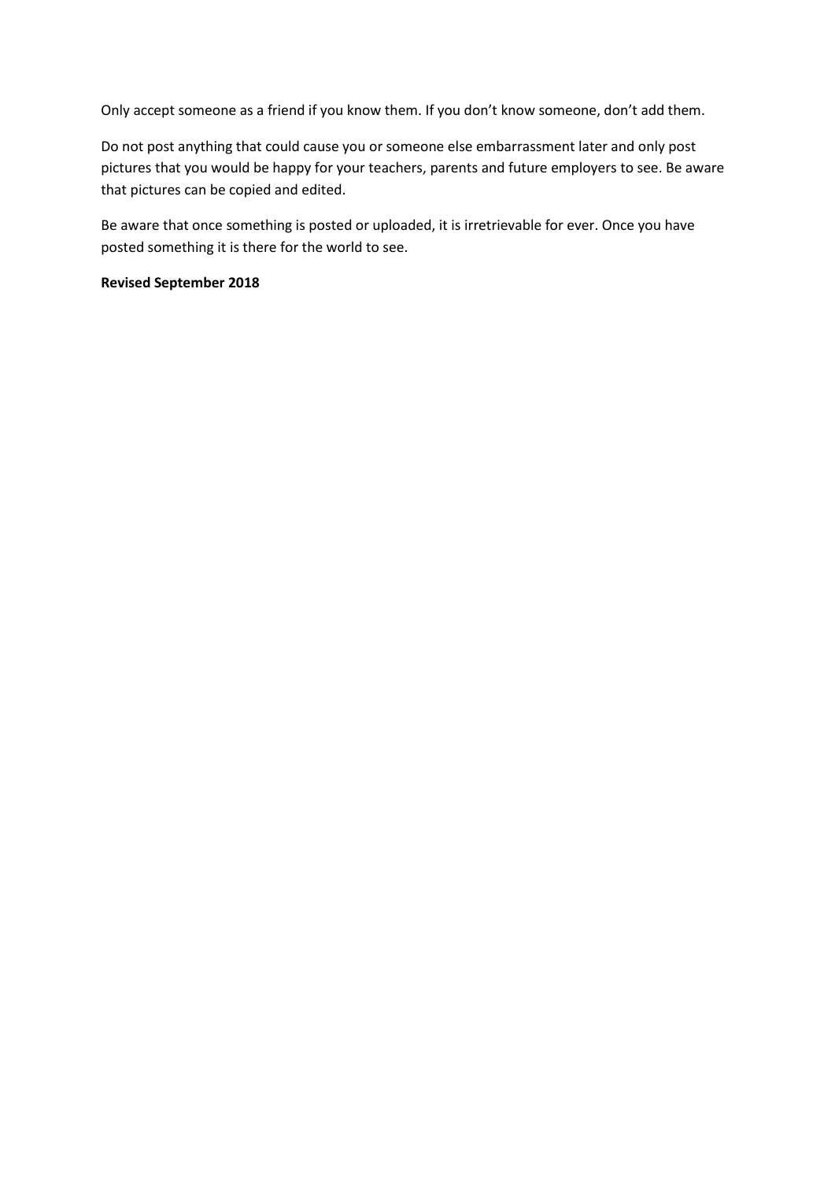Only accept someone as a friend if you know them. If you don't know someone, don't add them.

Do not post anything that could cause you or someone else embarrassment later and only post pictures that you would be happy for your teachers, parents and future employers to see. Be aware that pictures can be copied and edited.

Be aware that once something is posted or uploaded, it is irretrievable for ever. Once you have posted something it is there for the world to see.

**Revised September 2018**